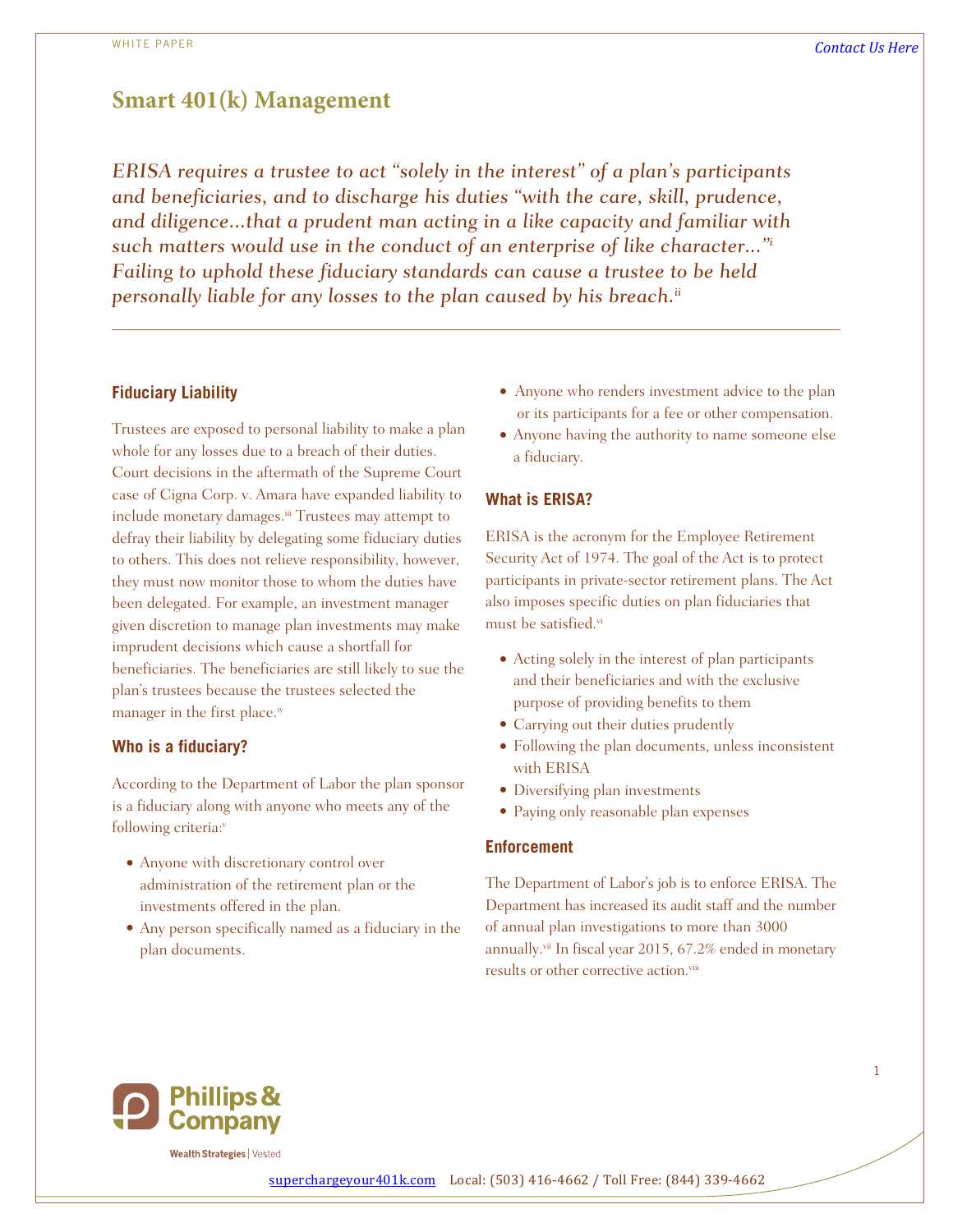WHITE PAPER

Contact Us Here

# Smart 401(k) Management

*ERISA requires a trustee to act "solely in the interest" of a plan's participants and beneficiaries, and to discharge his duties "with the care, skill, prudence, and diligence...that a prudent man acting in a like capacity and familiar with such matters would use in the conduct of an enterprise of like character..."[i] Failing to uphold these fiduciary standards can cause a trustee to be held personally liable for any losses to the plan caused by his breach.[ii]*

---

## Fiduciary Liability

Trustees are exposed to personal liability to make a plan whole for any losses due to a breach of their duties. Court decisions in the aftermath of the Supreme Court case of Cigna Corp. v. Amara have expanded liability to include monetary damages.[iii] Trustees may attempt to defray their liability by delegating some fiduciary duties to others. This does not relieve responsibility, however, they must now monitor those to whom the duties have been delegated. For example, an investment manager given discretion to manage plan investments may make imprudent decisions which cause a shortfall for beneficiaries. The beneficiaries are still likely to sue the plan's trustees because the trustees selected the manager in the first place.[iv]

## Who is a fiduciary?

According to the Department of Labor the plan sponsor is a fiduciary along with anyone who meets any of the following criteria:[v]

- Anyone with discretionary control over administration of the retirement plan or the investments offered in the plan.
- Any person specifically named as a fiduciary in the plan documents.
- Anyone who renders investment advice to the plan or its participants for a fee or other compensation.
- Anyone having the authority to name someone else a fiduciary.

## What is ERISA?

ERISA is the acronym for the Employee Retirement Security Act of 1974. The goal of the Act is to protect participants in private-sector retirement plans. The Act also imposes specific duties on plan fiduciaries that must be satisfied.[vi]

- Acting solely in the interest of plan participants and their beneficiaries and with the exclusive purpose of providing benefits to them
- Carrying out their duties prudently
- Following the plan documents, unless inconsistent with ERISA
- Diversifying plan investments
- Paying only reasonable plan expenses

## Enforcement

The Department of Labor's job is to enforce ERISA. The Department has increased its audit staff and the number of annual plan investigations to more than 3000 annually.[vii] In fiscal year 2015, 67.2% ended in monetary results or other corrective action.[viii]

Phillips & Company

Wealth Strategies | Vested

superchargeyour401k.com Local: (503) 416-4662 / Toll Free: (844) 339-4662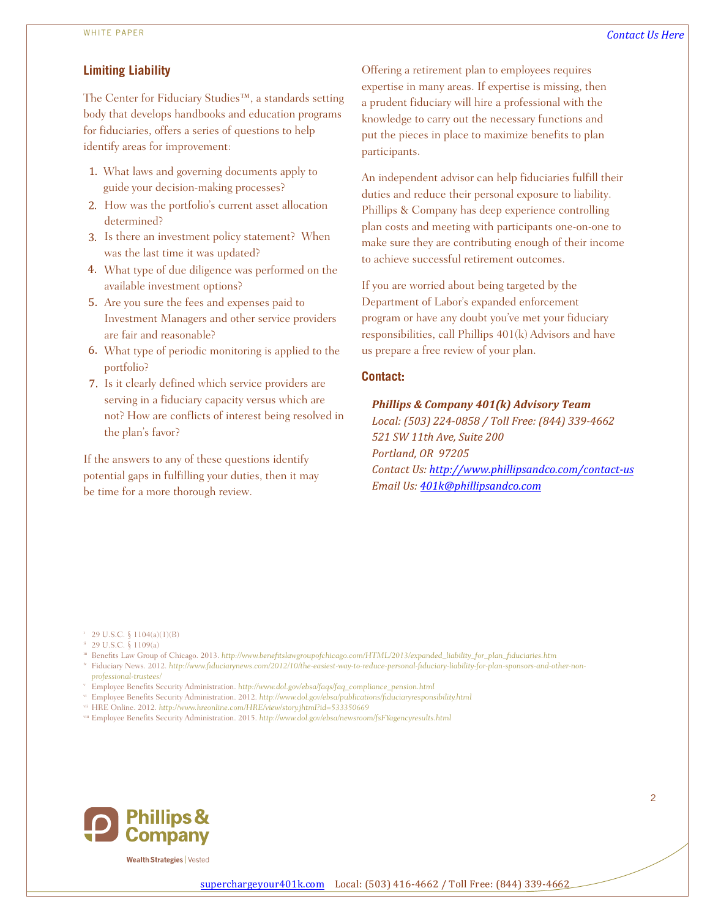## Limiting Liability

The Center for Fiduciary Studies™, a standards setting body that develops handbooks and education programs for fiduciaries, offers a series of questions to help identify areas for improvement:

1. What laws and governing documents apply to guide your decision-making processes?
2. How was the portfolio's current asset allocation determined?
3. Is there an investment policy statement? When was the last time it was updated?
4. What type of due diligence was performed on the available investment options?
5. Are you sure the fees and expenses paid to Investment Managers and other service providers are fair and reasonable?
6. What type of periodic monitoring is applied to the portfolio?
7. Is it clearly defined which service providers are serving in a fiduciary capacity versus which are not? How are conflicts of interest being resolved in the plan's favor?

If the answers to any of these questions identify potential gaps in fulfilling your duties, then it may be time for a more thorough review.

Offering a retirement plan to employees requires expertise in many areas. If expertise is missing, then a prudent fiduciary will hire a professional with the knowledge to carry out the necessary functions and put the pieces in place to maximize benefits to plan participants.

An independent advisor can help fiduciaries fulfill their duties and reduce their personal exposure to liability. Phillips & Company has deep experience controlling plan costs and meeting with participants one-on-one to make sure they are contributing enough of their income to achieve successful retirement outcomes.

If you are worried about being targeted by the Department of Labor's expanded enforcement program or have any doubt you've met your fiduciary responsibilities, call Phillips 401(k) Advisors and have us prepare a free review of your plan.

## Contact:

***Phillips & Company 401(k) Advisory Team***
*Local: (503) 224-0858 / Toll Free: (844) 339-4662*
*521 SW 11th Ave, Suite 200*
*Portland, OR 97205*
*Contact Us: http://www.phillipsandco.com/contact-us*
*Email Us: 401k@phillipsandco.com*

---

[i] 29 U.S.C. § 1104(a)(1)(B)
[ii] 29 U.S.C. § 1109(a)
[iii] Benefits Law Group of Chicago. 2013. *http://www.benefitslawgroupofchicago.com/HTML/2013/expanded_liability_for_plan_fiduciaries.htm*
[iv] Fiduciary News. 2012. *http://www.fiduciarynews.com/2012/10/the-easiest-way-to-reduce-personal-fiduciary-liability-for-plan-sponsors-and-other-non-professional-trustees/*
[v] Employee Benefits Security Administration. *http://www.dol.gov/ebsa/faqs/faq_compliance_pension.html*
[vi] Employee Benefits Security Administration. 2012. *http://www.dol.gov/ebsa/publications/fiduciaryresponsibility.html*
[vii] HRE Online. 2012. *http://www.hreonline.com/HRE/view/story.jhtml?id=533350669*
[viii] Employee Benefits Security Administration. 2015. *http://www.dol.gov/ebsa/newsroom/fsFYagencyresults.html*

Phillips & Company
Wealth Strategies | Vested

superchargeyour401k.com Local: (503) 416-4662 / Toll Free: (844) 339-4662